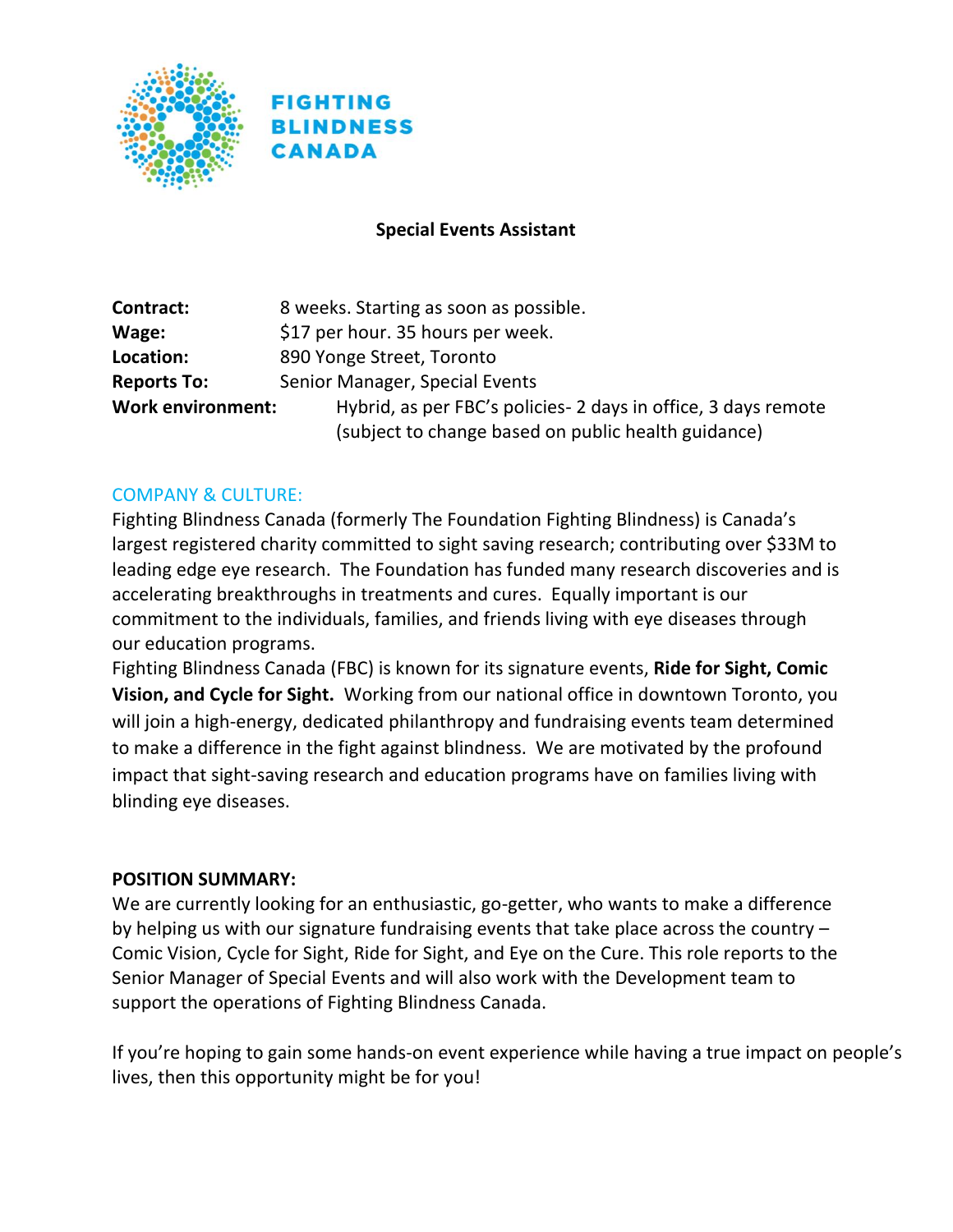FIGHTING BLINDNESS CANADA

# Special Events Assistant

**Contract:** 8 weeks. Starting as soon as possible.
**Wage:** $17 per hour. 35 hours per week.
**Location:** 890 Yonge Street, Toronto
**Reports To:** Senior Manager, Special Events
**Work environment:** Hybrid, as per FBC's policies- 2 days in office, 3 days remote (subject to change based on public health guidance)

## COMPANY & CULTURE:

Fighting Blindness Canada (formerly The Foundation Fighting Blindness) is Canada's largest registered charity committed to sight saving research; contributing over $33M to leading edge eye research. The Foundation has funded many research discoveries and is accelerating breakthroughs in treatments and cures. Equally important is our commitment to the individuals, families, and friends living with eye diseases through our education programs.

Fighting Blindness Canada (FBC) is known for its signature events, **Ride for Sight, Comic Vision, and Cycle for Sight.** Working from our national office in downtown Toronto, you will join a high-energy, dedicated philanthropy and fundraising events team determined to make a difference in the fight against blindness. We are motivated by the profound impact that sight-saving research and education programs have on families living with blinding eye diseases.

## POSITION SUMMARY:

We are currently looking for an enthusiastic, go-getter, who wants to make a difference by helping us with our signature fundraising events that take place across the country – Comic Vision, Cycle for Sight, Ride for Sight, and Eye on the Cure. This role reports to the Senior Manager of Special Events and will also work with the Development team to support the operations of Fighting Blindness Canada.

If you're hoping to gain some hands-on event experience while having a true impact on people's lives, then this opportunity might be for you!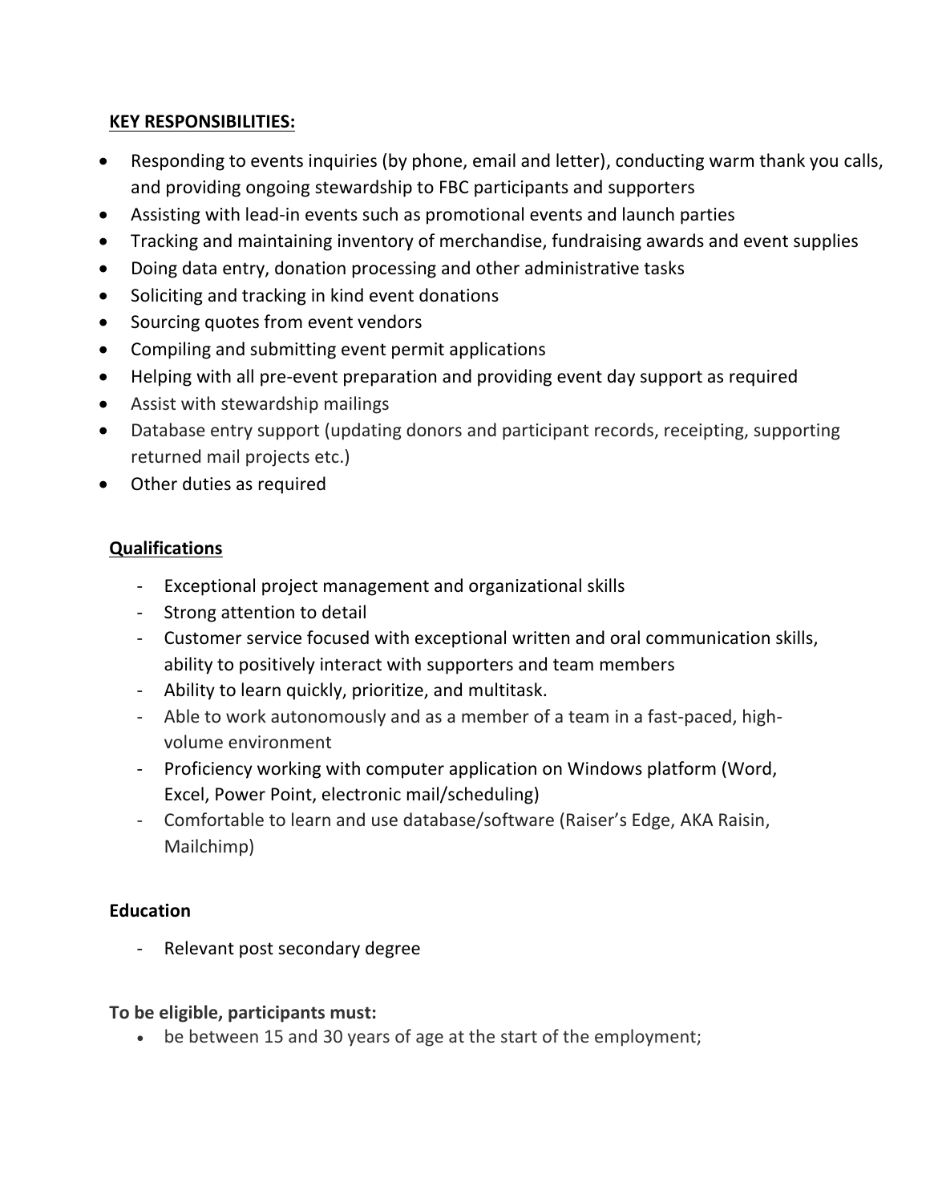**KEY RESPONSIBILITIES:**

- Responding to events inquiries (by phone, email and letter), conducting warm thank you calls, and providing ongoing stewardship to FBC participants and supporters
- Assisting with lead-in events such as promotional events and launch parties
- Tracking and maintaining inventory of merchandise, fundraising awards and event supplies
- Doing data entry, donation processing and other administrative tasks
- Soliciting and tracking in kind event donations
- Sourcing quotes from event vendors
- Compiling and submitting event permit applications
- Helping with all pre-event preparation and providing event day support as required
- Assist with stewardship mailings
- Database entry support (updating donors and participant records, receipting, supporting returned mail projects etc.)
- Other duties as required

**Qualifications**

- Exceptional project management and organizational skills
- Strong attention to detail
- Customer service focused with exceptional written and oral communication skills, ability to positively interact with supporters and team members
- Ability to learn quickly, prioritize, and multitask.
- Able to work autonomously and as a member of a team in a fast-paced, high-volume environment
- Proficiency working with computer application on Windows platform (Word, Excel, Power Point, electronic mail/scheduling)
- Comfortable to learn and use database/software (Raiser's Edge, AKA Raisin, Mailchimp)

**Education**

- Relevant post secondary degree

**To be eligible, participants must:**

- be between 15 and 30 years of age at the start of the employment;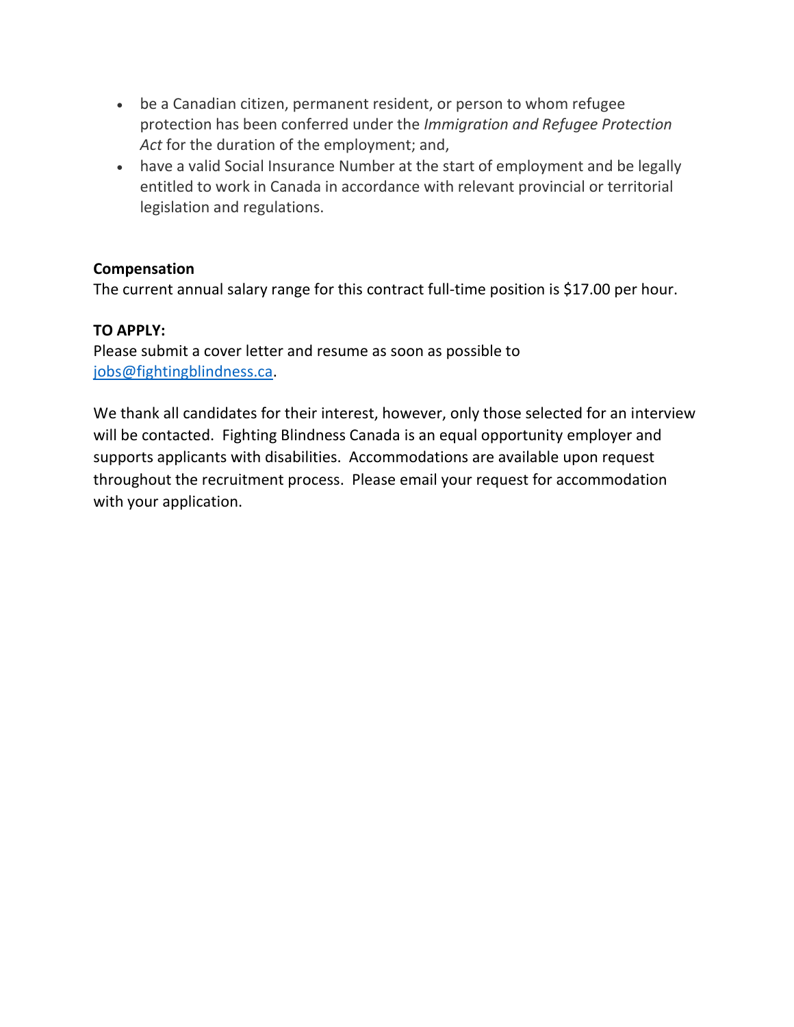- be a Canadian citizen, permanent resident, or person to whom refugee protection has been conferred under the *Immigration and Refugee Protection Act* for the duration of the employment; and,
- have a valid Social Insurance Number at the start of employment and be legally entitled to work in Canada in accordance with relevant provincial or territorial legislation and regulations.

**Compensation**
The current annual salary range for this contract full-time position is $17.00 per hour.

**TO APPLY:**
Please submit a cover letter and resume as soon as possible to jobs@fightingblindness.ca.

We thank all candidates for their interest, however, only those selected for an interview will be contacted. Fighting Blindness Canada is an equal opportunity employer and supports applicants with disabilities. Accommodations are available upon request throughout the recruitment process. Please email your request for accommodation with your application.